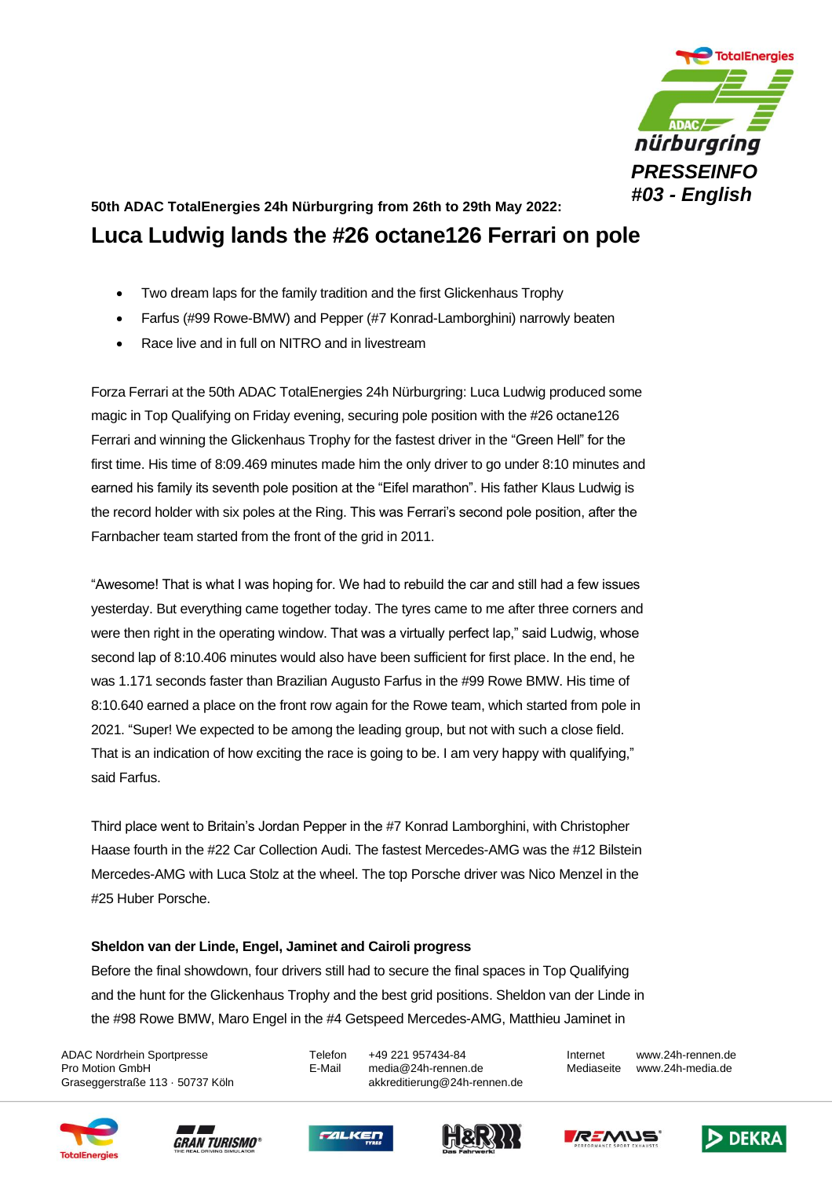PRESSEINFO
#03 - English

**50th ADAC TotalEnergies 24h Nürburgring from 26th to 29th May 2022:**

# Luca Ludwig lands the #26 octane126 Ferrari on pole

- Two dream laps for the family tradition and the first Glickenhaus Trophy
- Farfus (#99 Rowe-BMW) and Pepper (#7 Konrad-Lamborghini) narrowly beaten
- Race live and in full on NITRO and in livestream

Forza Ferrari at the 50th ADAC TotalEnergies 24h Nürburgring: Luca Ludwig produced some magic in Top Qualifying on Friday evening, securing pole position with the #26 octane126 Ferrari and winning the Glickenhaus Trophy for the fastest driver in the "Green Hell" for the first time. His time of 8:09.469 minutes made him the only driver to go under 8:10 minutes and earned his family its seventh pole position at the "Eifel marathon". His father Klaus Ludwig is the record holder with six poles at the Ring. This was Ferrari's second pole position, after the Farnbacher team started from the front of the grid in 2011.

"Awesome! That is what I was hoping for. We had to rebuild the car and still had a few issues yesterday. But everything came together today. The tyres came to me after three corners and were then right in the operating window. That was a virtually perfect lap," said Ludwig, whose second lap of 8:10.406 minutes would also have been sufficient for first place. In the end, he was 1.171 seconds faster than Brazilian Augusto Farfus in the #99 Rowe BMW. His time of 8:10.640 earned a place on the front row again for the Rowe team, which started from pole in 2021. "Super! We expected to be among the leading group, but not with such a close field. That is an indication of how exciting the race is going to be. I am very happy with qualifying," said Farfus.

Third place went to Britain's Jordan Pepper in the #7 Konrad Lamborghini, with Christopher Haase fourth in the #22 Car Collection Audi. The fastest Mercedes-AMG was the #12 Bilstein Mercedes-AMG with Luca Stolz at the wheel. The top Porsche driver was Nico Menzel in the #25 Huber Porsche.

**Sheldon van der Linde, Engel, Jaminet and Cairoli progress**

Before the final showdown, four drivers still had to secure the final spaces in Top Qualifying and the hunt for the Glickenhaus Trophy and the best grid positions. Sheldon van der Linde in the #98 Rowe BMW, Maro Engel in the #4 Getspeed Mercedes-AMG, Matthieu Jaminet in

ADAC Nordrhein Sportpresse
Pro Motion GmbH
Graseggerstraße 113 · 50737 Köln

Telefon +49 221 957434-84
E-Mail media@24h-rennen.de
akkreditierung@24h-rennen.de

Internet www.24h-rennen.de
Mediaseite www.24h-media.de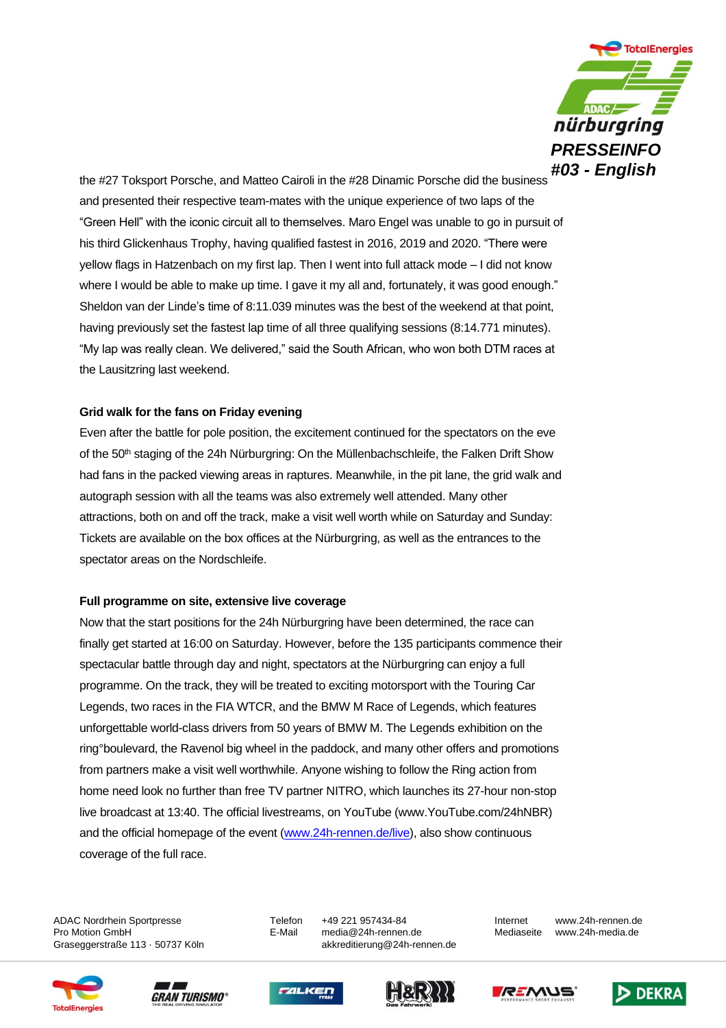the #27 Toksport Porsche, and Matteo Cairoli in the #28 Dinamic Porsche did the business and presented their respective team-mates with the unique experience of two laps of the "Green Hell" with the iconic circuit all to themselves. Maro Engel was unable to go in pursuit of his third Glickenhaus Trophy, having qualified fastest in 2016, 2019 and 2020. "There were yellow flags in Hatzenbach on my first lap. Then I went into full attack mode – I did not know where I would be able to make up time. I gave it my all and, fortunately, it was good enough." Sheldon van der Linde's time of 8:11.039 minutes was the best of the weekend at that point, having previously set the fastest lap time of all three qualifying sessions (8:14.771 minutes). "My lap was really clean. We delivered," said the South African, who won both DTM races at the Lausitzring last weekend.

**Grid walk for the fans on Friday evening**

Even after the battle for pole position, the excitement continued for the spectators on the eve of the 50th staging of the 24h Nürburgring: On the Müllenbachschleife, the Falken Drift Show had fans in the packed viewing areas in raptures. Meanwhile, in the pit lane, the grid walk and autograph session with all the teams was also extremely well attended. Many other attractions, both on and off the track, make a visit well worth while on Saturday and Sunday: Tickets are available on the box offices at the Nürburgring, as well as the entrances to the spectator areas on the Nordschleife.

**Full programme on site, extensive live coverage**

Now that the start positions for the 24h Nürburgring have been determined, the race can finally get started at 16:00 on Saturday. However, before the 135 participants commence their spectacular battle through day and night, spectators at the Nürburgring can enjoy a full programme. On the track, they will be treated to exciting motorsport with the Touring Car Legends, two races in the FIA WTCR, and the BMW M Race of Legends, which features unforgettable world-class drivers from 50 years of BMW M. The Legends exhibition on the ring°boulevard, the Ravenol big wheel in the paddock, and many other offers and promotions from partners make a visit well worthwhile. Anyone wishing to follow the Ring action from home need look no further than free TV partner NITRO, which launches its 27-hour non-stop live broadcast at 13:40. The official livestreams, on YouTube (www.YouTube.com/24hNBR) and the official homepage of the event ([www.24h-rennen.de/live](www.24h-rennen.de/live)), also show continuous coverage of the full race.

ADAC Nordrhein Sportpresse
Pro Motion GmbH
Graseggerstraße 113 · 50737 Köln

Telefon +49 221 957434-84
E-Mail media@24h-rennen.de
akkreditierung@24h-rennen.de

Internet www.24h-rennen.de
Mediaseite www.24h-media.de